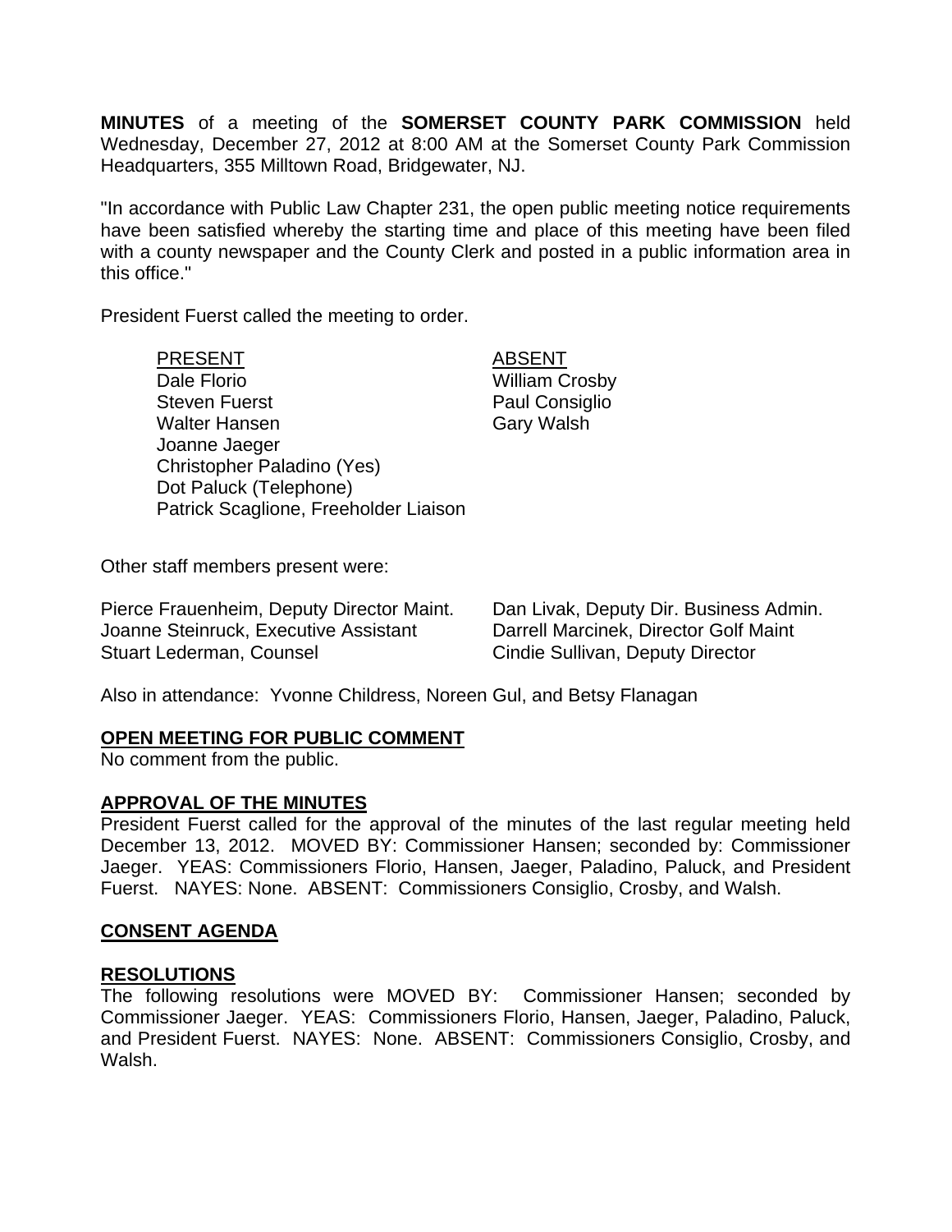**MINUTES** of a meeting of the **SOMERSET COUNTY PARK COMMISSION** held Wednesday, December 27, 2012 at 8:00 AM at the Somerset County Park Commission Headquarters, 355 Milltown Road, Bridgewater, NJ.

"In accordance with Public Law Chapter 231, the open public meeting notice requirements have been satisfied whereby the starting time and place of this meeting have been filed with a county newspaper and the County Clerk and posted in a public information area in this office."

President Fuerst called the meeting to order.

| PRESENT | ABSENT |
| --- | --- |
| Dale Florio | William Crosby |
| Steven Fuerst | Paul Consiglio |
| Walter Hansen | Gary Walsh |
| Joanne Jaeger | |
| Christopher Paladino (Yes) | |
| Dot Paluck (Telephone) | |
| Patrick Scaglione, Freeholder Liaison | |

Other staff members present were:

| | |
| --- | --- |
| Pierce Frauenheim, Deputy Director Maint. | Dan Livak, Deputy Dir. Business Admin. |
| Joanne Steinruck, Executive Assistant | Darrell Marcinek, Director Golf Maint |
| Stuart Lederman, Counsel | Cindie Sullivan, Deputy Director |

Also in attendance: Yvonne Childress, Noreen Gul, and Betsy Flanagan

## OPEN MEETING FOR PUBLIC COMMENT

No comment from the public.

## APPROVAL OF THE MINUTES

President Fuerst called for the approval of the minutes of the last regular meeting held December 13, 2012. MOVED BY: Commissioner Hansen; seconded by: Commissioner Jaeger. YEAS: Commissioners Florio, Hansen, Jaeger, Paladino, Paluck, and President Fuerst. NAYES: None. ABSENT: Commissioners Consiglio, Crosby, and Walsh.

## CONSENT AGENDA

## RESOLUTIONS

The following resolutions were MOVED BY: Commissioner Hansen; seconded by Commissioner Jaeger. YEAS: Commissioners Florio, Hansen, Jaeger, Paladino, Paluck, and President Fuerst. NAYES: None. ABSENT: Commissioners Consiglio, Crosby, and Walsh.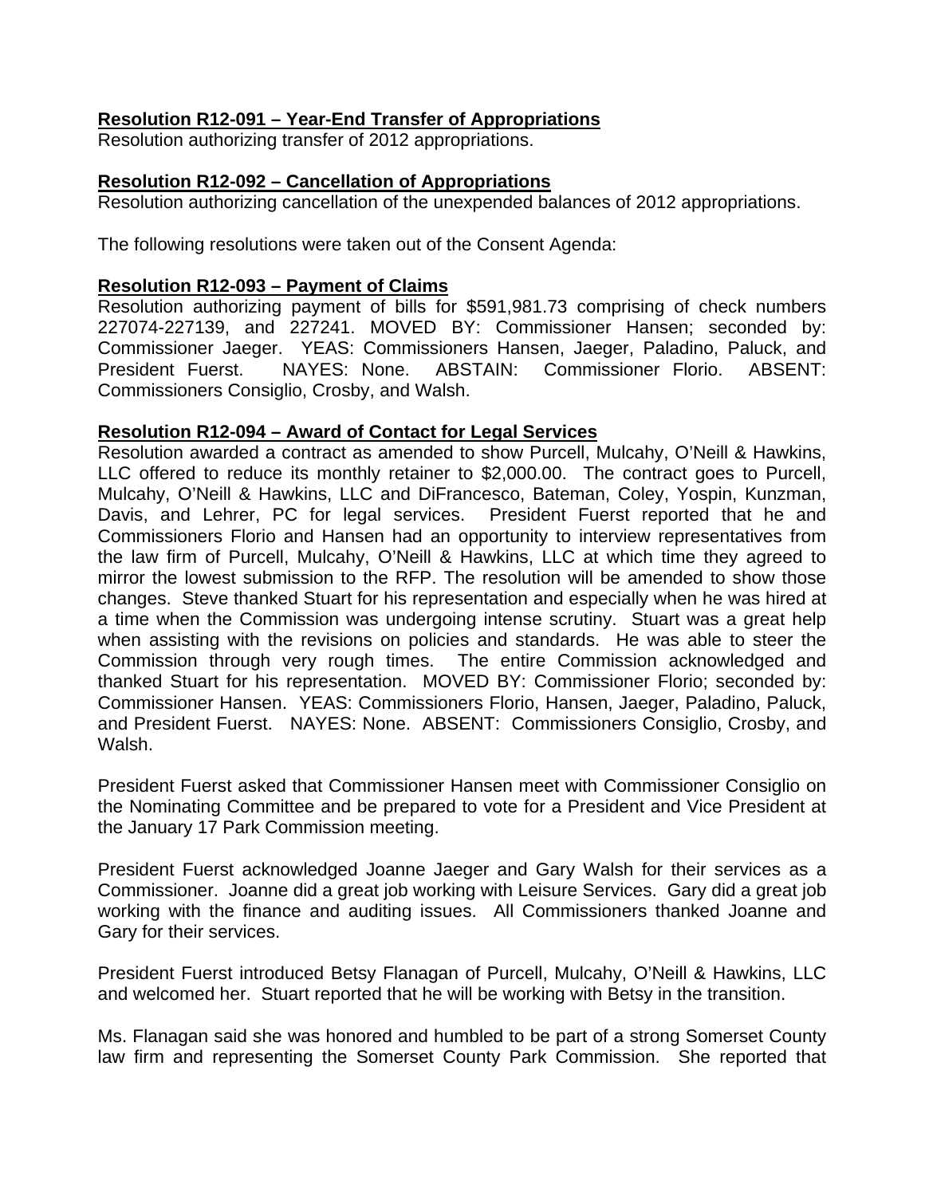**Resolution R12-091 – Year-End Transfer of Appropriations**
Resolution authorizing transfer of 2012 appropriations.

**Resolution R12-092 – Cancellation of Appropriations**
Resolution authorizing cancellation of the unexpended balances of 2012 appropriations.

The following resolutions were taken out of the Consent Agenda:

**Resolution R12-093 – Payment of Claims**
Resolution authorizing payment of bills for $591,981.73 comprising of check numbers 227074-227139, and 227241. MOVED BY: Commissioner Hansen; seconded by: Commissioner Jaeger. YEAS: Commissioners Hansen, Jaeger, Paladino, Paluck, and President Fuerst. NAYES: None. ABSTAIN: Commissioner Florio. ABSENT: Commissioners Consiglio, Crosby, and Walsh.

**Resolution R12-094 – Award of Contact for Legal Services**
Resolution awarded a contract as amended to show Purcell, Mulcahy, O'Neill & Hawkins, LLC offered to reduce its monthly retainer to $2,000.00. The contract goes to Purcell, Mulcahy, O'Neill & Hawkins, LLC and DiFrancesco, Bateman, Coley, Yospin, Kunzman, Davis, and Lehrer, PC for legal services. President Fuerst reported that he and Commissioners Florio and Hansen had an opportunity to interview representatives from the law firm of Purcell, Mulcahy, O'Neill & Hawkins, LLC at which time they agreed to mirror the lowest submission to the RFP. The resolution will be amended to show those changes. Steve thanked Stuart for his representation and especially when he was hired at a time when the Commission was undergoing intense scrutiny. Stuart was a great help when assisting with the revisions on policies and standards. He was able to steer the Commission through very rough times. The entire Commission acknowledged and thanked Stuart for his representation. MOVED BY: Commissioner Florio; seconded by: Commissioner Hansen. YEAS: Commissioners Florio, Hansen, Jaeger, Paladino, Paluck, and President Fuerst. NAYES: None. ABSENT: Commissioners Consiglio, Crosby, and Walsh.

President Fuerst asked that Commissioner Hansen meet with Commissioner Consiglio on the Nominating Committee and be prepared to vote for a President and Vice President at the January 17 Park Commission meeting.

President Fuerst acknowledged Joanne Jaeger and Gary Walsh for their services as a Commissioner. Joanne did a great job working with Leisure Services. Gary did a great job working with the finance and auditing issues. All Commissioners thanked Joanne and Gary for their services.

President Fuerst introduced Betsy Flanagan of Purcell, Mulcahy, O'Neill & Hawkins, LLC and welcomed her. Stuart reported that he will be working with Betsy in the transition.

Ms. Flanagan said she was honored and humbled to be part of a strong Somerset County law firm and representing the Somerset County Park Commission. She reported that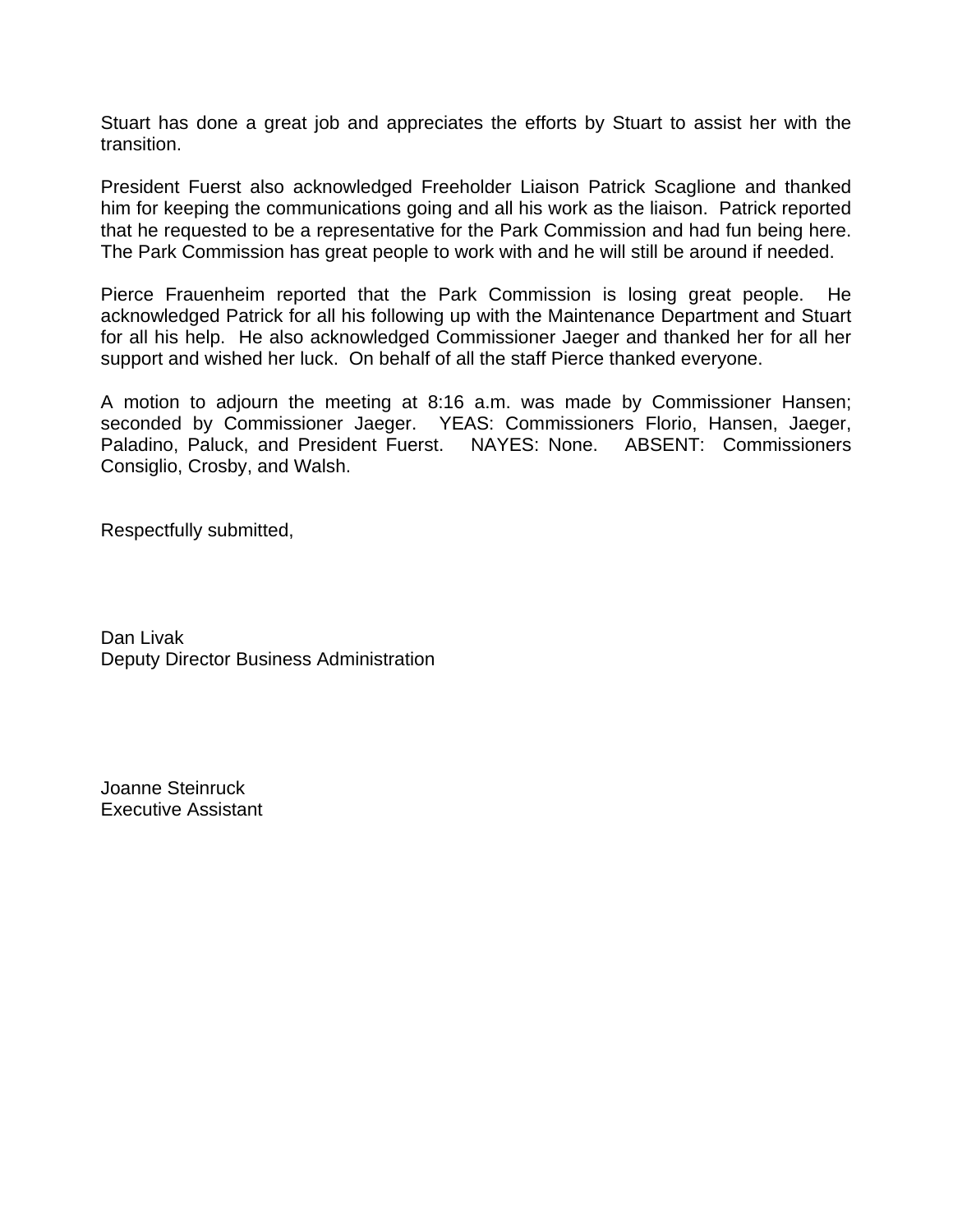Stuart has done a great job and appreciates the efforts by Stuart to assist her with the transition.

President Fuerst also acknowledged Freeholder Liaison Patrick Scaglione and thanked him for keeping the communications going and all his work as the liaison. Patrick reported that he requested to be a representative for the Park Commission and had fun being here. The Park Commission has great people to work with and he will still be around if needed.

Pierce Frauenheim reported that the Park Commission is losing great people. He acknowledged Patrick for all his following up with the Maintenance Department and Stuart for all his help. He also acknowledged Commissioner Jaeger and thanked her for all her support and wished her luck. On behalf of all the staff Pierce thanked everyone.

A motion to adjourn the meeting at 8:16 a.m. was made by Commissioner Hansen; seconded by Commissioner Jaeger. YEAS: Commissioners Florio, Hansen, Jaeger, Paladino, Paluck, and President Fuerst. NAYES: None. ABSENT: Commissioners Consiglio, Crosby, and Walsh.

Respectfully submitted,

Dan Livak
Deputy Director Business Administration

Joanne Steinruck
Executive Assistant